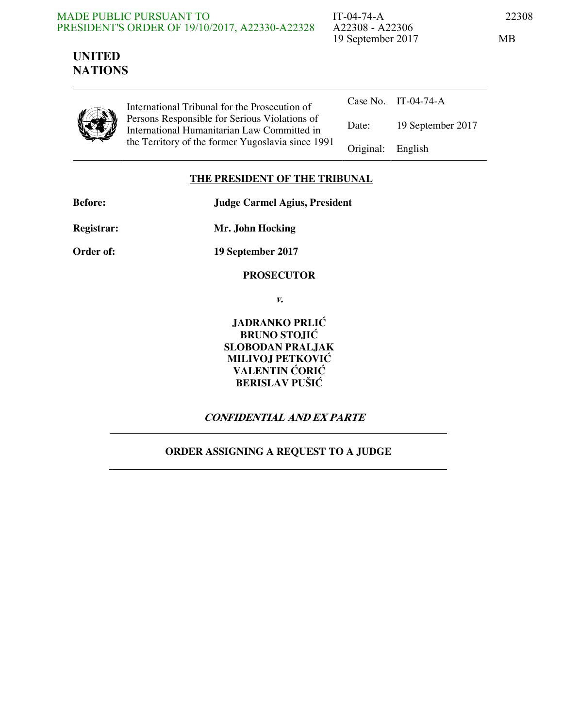MADE PUBLIC PURSUANT TO PRESIDENT'S ORDER OF 19/10/2017, A22330-A22328

IT-04-74-A
A22308 - A22306
19 September 2017

22308

MB

**UNITED NATIONS**

International Tribunal for the Prosecution of Persons Responsible for Serious Violations of International Humanitarian Law Committed in the Territory of the former Yugoslavia since 1991

| | |
|---|---|
| Case No. | IT-04-74-A |
| Date: | 19 September 2017 |
| Original: | English |

## THE PRESIDENT OF THE TRIBUNAL

**Before:** **Judge Carmel Agius, President**

**Registrar:** **Mr. John Hocking**

**Order of:** **19 September 2017**

**PROSECUTOR**

***v.***

**JADRANKO PRLIĆ**
**BRUNO STOJIĆ**
**SLOBODAN PRALJAK**
**MILIVOJ PETKOVIĆ**
**VALENTIN ĆORIĆ**
**BERISLAV PUŠIĆ**

***CONFIDENTIAL AND EX PARTE***

**ORDER ASSIGNING A REQUEST TO A JUDGE**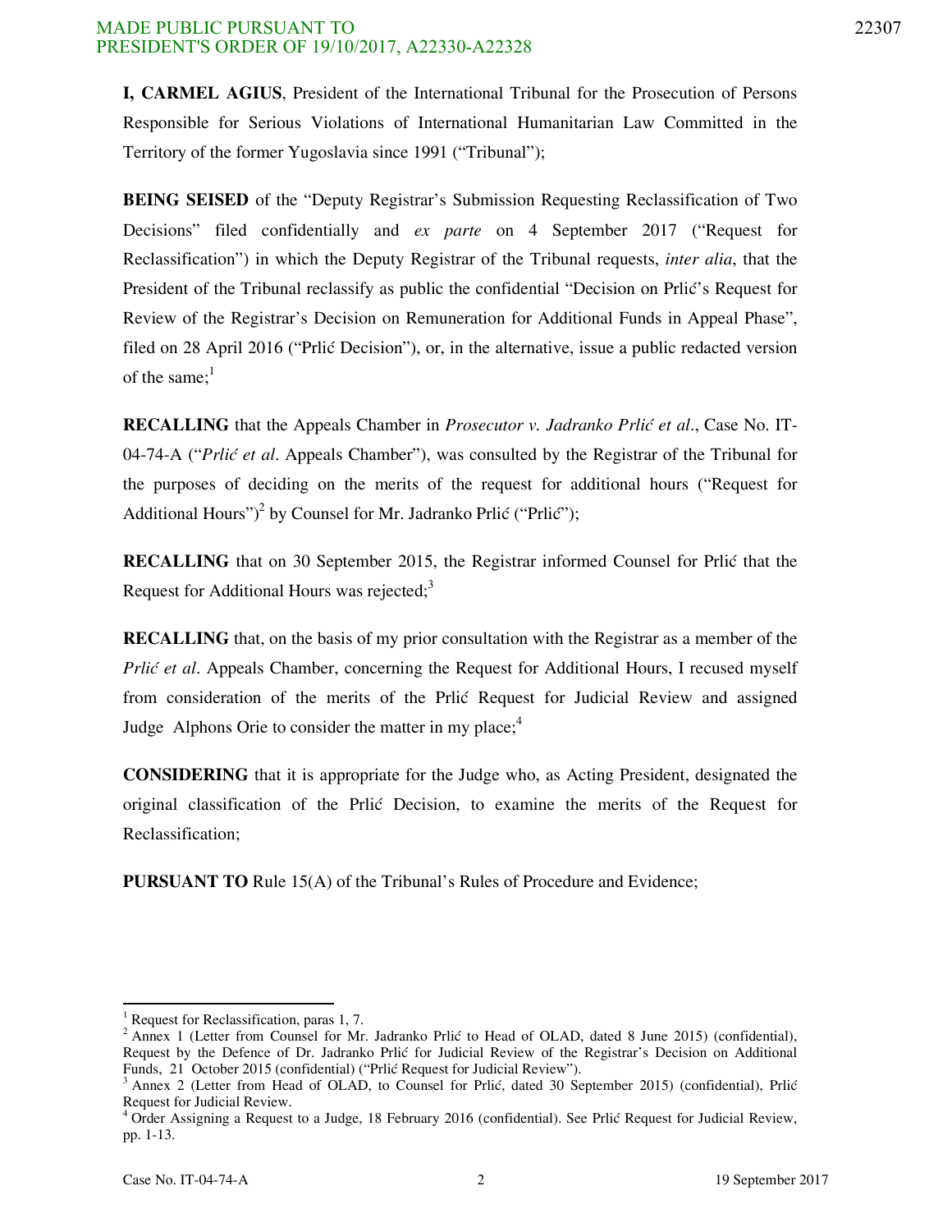**I, CARMEL AGIUS**, President of the International Tribunal for the Prosecution of Persons Responsible for Serious Violations of International Humanitarian Law Committed in the Territory of the former Yugoslavia since 1991 ("Tribunal");

**BEING SEISED** of the "Deputy Registrar's Submission Requesting Reclassification of Two Decisions" filed confidentially and *ex parte* on 4 September 2017 ("Request for Reclassification") in which the Deputy Registrar of the Tribunal requests, *inter alia*, that the President of the Tribunal reclassify as public the confidential "Decision on Prlić's Request for Review of the Registrar's Decision on Remuneration for Additional Funds in Appeal Phase", filed on 28 April 2016 ("Prlić Decision"), or, in the alternative, issue a public redacted version of the same;[1]

**RECALLING** that the Appeals Chamber in *Prosecutor v. Jadranko Prlić et al.*, Case No. IT-04-74-A ("*Prlić et al.* Appeals Chamber"), was consulted by the Registrar of the Tribunal for the purposes of deciding on the merits of the request for additional hours ("Request for Additional Hours")[2] by Counsel for Mr. Jadranko Prlić ("Prlić");

**RECALLING** that on 30 September 2015, the Registrar informed Counsel for Prlić that the Request for Additional Hours was rejected;[3]

**RECALLING** that, on the basis of my prior consultation with the Registrar as a member of the *Prlić et al.* Appeals Chamber, concerning the Request for Additional Hours, I recused myself from consideration of the merits of the Prlić Request for Judicial Review and assigned Judge Alphons Orie to consider the matter in my place;[4]

**CONSIDERING** that it is appropriate for the Judge who, as Acting President, designated the original classification of the Prlić Decision, to examine the merits of the Request for Reclassification;

**PURSUANT TO** Rule 15(A) of the Tribunal's Rules of Procedure and Evidence;

---

[1] Request for Reclassification, paras 1, 7.

[2] Annex 1 (Letter from Counsel for Mr. Jadranko Prlić to Head of OLAD, dated 8 June 2015) (confidential), Request by the Defence of Dr. Jadranko Prlić for Judicial Review of the Registrar's Decision on Additional Funds, 21 October 2015 (confidential) ("Prlić Request for Judicial Review").

[3] Annex 2 (Letter from Head of OLAD, to Counsel for Prlić, dated 30 September 2015) (confidential), Prlić Request for Judicial Review.

[4] Order Assigning a Request to a Judge, 18 February 2016 (confidential). See Prlić Request for Judicial Review, pp. 1-13.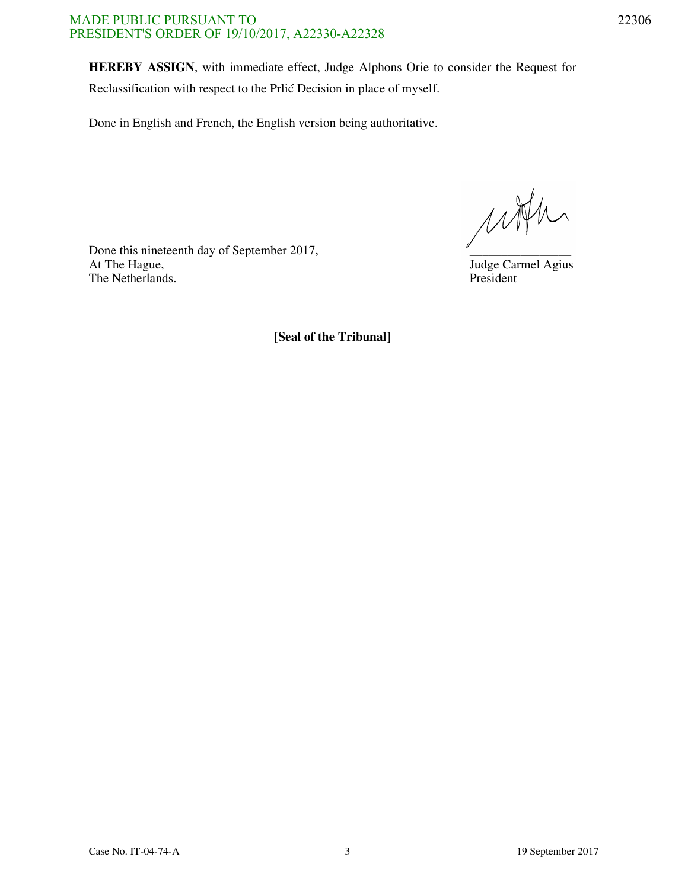**HEREBY ASSIGN**, with immediate effect, Judge Alphons Orie to consider the Request for Reclassification with respect to the Prlić Decision in place of myself.

Done in English and French, the English version being authoritative.

Done this nineteenth day of September 2017,
At The Hague,
The Netherlands.

Judge Carmel Agius
President

**[Seal of the Tribunal]**